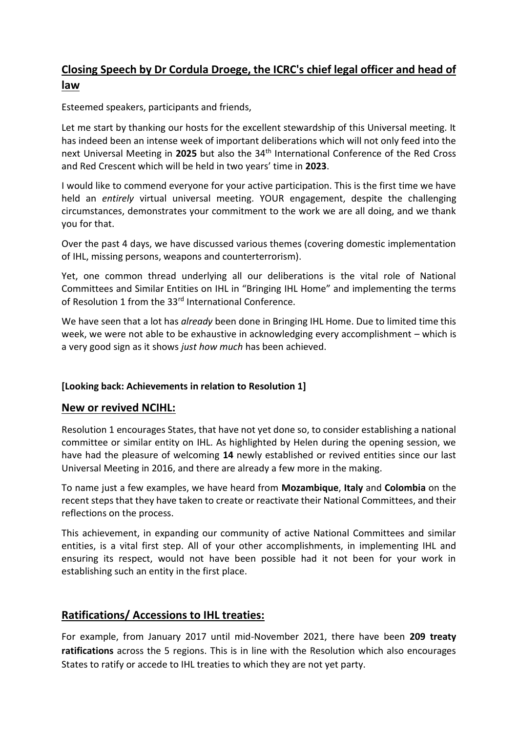## Closing Speech by Dr Cordula Droege, the ICRC's chief legal officer and head of law

Esteemed speakers, participants and friends,

Let me start by thanking our hosts for the excellent stewardship of this Universal meeting. It has indeed been an intense week of important deliberations which will not only feed into the next Universal Meeting in **2025** but also the 34th International Conference of the Red Cross and Red Crescent which will be held in two years' time in **2023**.

I would like to commend everyone for your active participation. This is the first time we have held an *entirely* virtual universal meeting. YOUR engagement, despite the challenging circumstances, demonstrates your commitment to the work we are all doing, and we thank you for that.

Over the past 4 days, we have discussed various themes (covering domestic implementation of IHL, missing persons, weapons and counterterrorism).

Yet, one common thread underlying all our deliberations is the vital role of National Committees and Similar Entities on IHL in "Bringing IHL Home" and implementing the terms of Resolution 1 from the 33rd International Conference.

We have seen that a lot has *already* been done in Bringing IHL Home. Due to limited time this week, we were not able to be exhaustive in acknowledging every accomplishment – which is a very good sign as it shows *just how much* has been achieved.

#### [Looking back: Achievements in relation to Resolution 1]

### New or revived NCIHL:

Resolution 1 encourages States, that have not yet done so, to consider establishing a national committee or similar entity on IHL. As highlighted by Helen during the opening session, we have had the pleasure of welcoming **14** newly established or revived entities since our last Universal Meeting in 2016, and there are already a few more in the making.

To name just a few examples, we have heard from **Mozambique**, **Italy** and **Colombia** on the recent steps that they have taken to create or reactivate their National Committees, and their reflections on the process.

This achievement, in expanding our community of active National Committees and similar entities, is a vital first step. All of your other accomplishments, in implementing IHL and ensuring its respect, would not have been possible had it not been for your work in establishing such an entity in the first place.

### Ratifications/ Accessions to IHL treaties:

For example, from January 2017 until mid-November 2021, there have been **209 treaty ratifications** across the 5 regions. This is in line with the Resolution which also encourages States to ratify or accede to IHL treaties to which they are not yet party.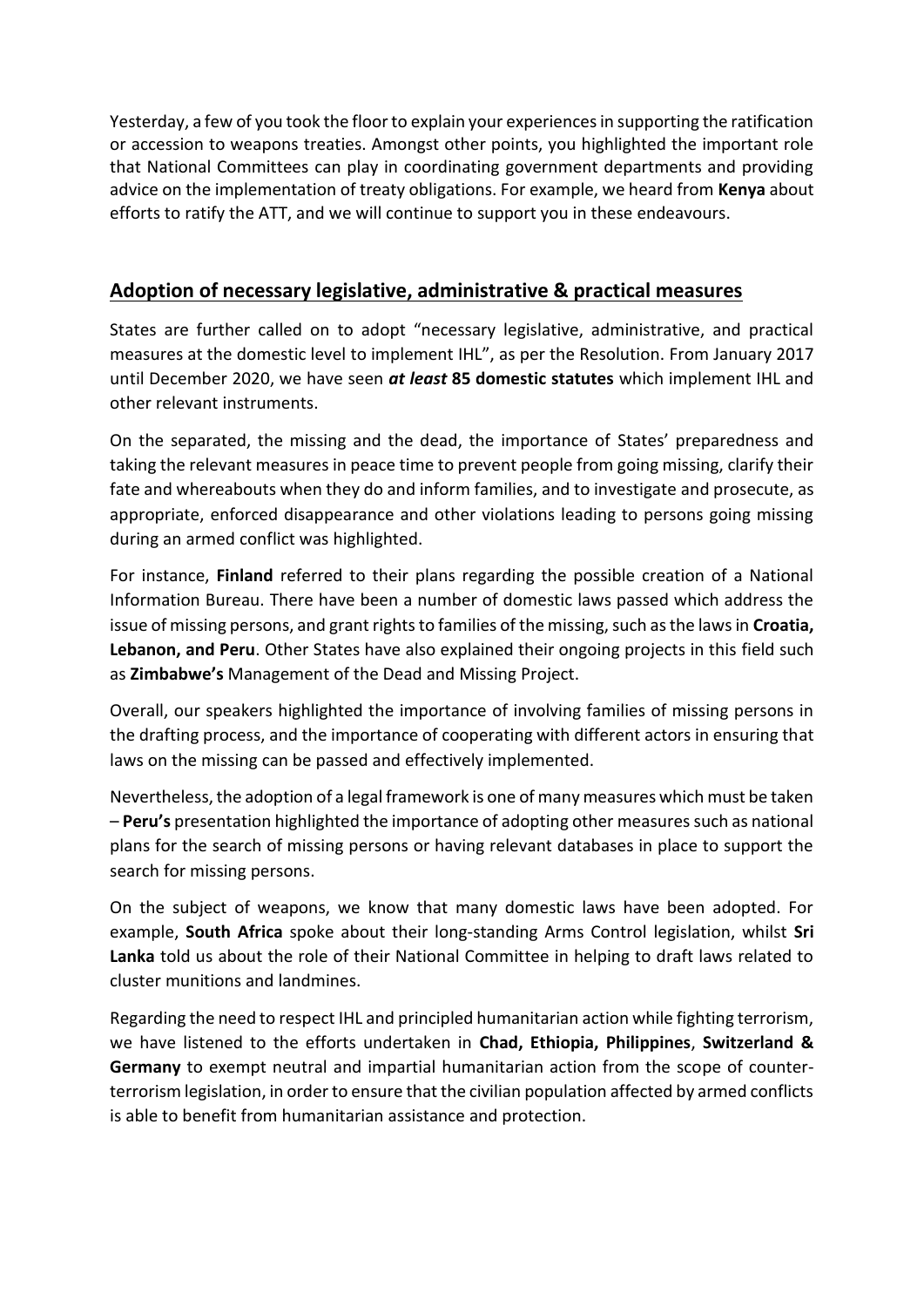Yesterday, a few of you took the floor to explain your experiences in supporting the ratification or accession to weapons treaties. Amongst other points, you highlighted the important role that National Committees can play in coordinating government departments and providing advice on the implementation of treaty obligations. For example, we heard from **Kenya** about efforts to ratify the ATT, and we will continue to support you in these endeavours.

## Adoption of necessary legislative, administrative & practical measures

States are further called on to adopt "necessary legislative, administrative, and practical measures at the domestic level to implement IHL", as per the Resolution. From January 2017 until December 2020, we have seen ***at least* 85 domestic statutes** which implement IHL and other relevant instruments.

On the separated, the missing and the dead, the importance of States' preparedness and taking the relevant measures in peace time to prevent people from going missing, clarify their fate and whereabouts when they do and inform families, and to investigate and prosecute, as appropriate, enforced disappearance and other violations leading to persons going missing during an armed conflict was highlighted.

For instance, **Finland** referred to their plans regarding the possible creation of a National Information Bureau. There have been a number of domestic laws passed which address the issue of missing persons, and grant rights to families of the missing, such as the laws in **Croatia, Lebanon, and Peru**. Other States have also explained their ongoing projects in this field such as **Zimbabwe's** Management of the Dead and Missing Project.

Overall, our speakers highlighted the importance of involving families of missing persons in the drafting process, and the importance of cooperating with different actors in ensuring that laws on the missing can be passed and effectively implemented.

Nevertheless, the adoption of a legal framework is one of many measures which must be taken – **Peru's** presentation highlighted the importance of adopting other measures such as national plans for the search of missing persons or having relevant databases in place to support the search for missing persons.

On the subject of weapons, we know that many domestic laws have been adopted. For example, **South Africa** spoke about their long-standing Arms Control legislation, whilst **Sri Lanka** told us about the role of their National Committee in helping to draft laws related to cluster munitions and landmines.

Regarding the need to respect IHL and principled humanitarian action while fighting terrorism, we have listened to the efforts undertaken in **Chad, Ethiopia, Philippines**, **Switzerland & Germany** to exempt neutral and impartial humanitarian action from the scope of counter-terrorism legislation, in order to ensure that the civilian population affected by armed conflicts is able to benefit from humanitarian assistance and protection.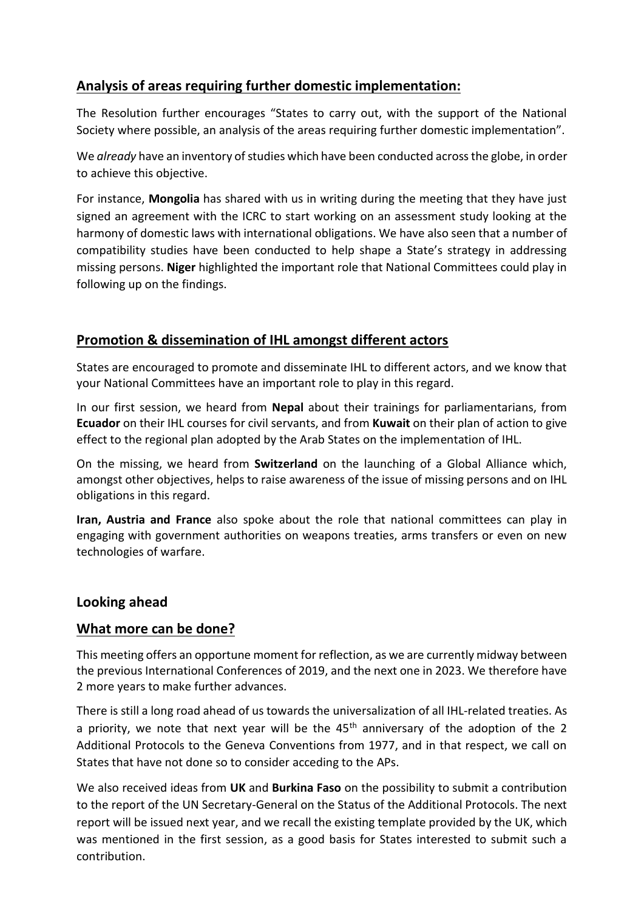## Analysis of areas requiring further domestic implementation:

The Resolution further encourages "States to carry out, with the support of the National Society where possible, an analysis of the areas requiring further domestic implementation".

We *already* have an inventory of studies which have been conducted across the globe, in order to achieve this objective.

For instance, **Mongolia** has shared with us in writing during the meeting that they have just signed an agreement with the ICRC to start working on an assessment study looking at the harmony of domestic laws with international obligations. We have also seen that a number of compatibility studies have been conducted to help shape a State's strategy in addressing missing persons. **Niger** highlighted the important role that National Committees could play in following up on the findings.

## Promotion & dissemination of IHL amongst different actors

States are encouraged to promote and disseminate IHL to different actors, and we know that your National Committees have an important role to play in this regard.

In our first session, we heard from **Nepal** about their trainings for parliamentarians, from **Ecuador** on their IHL courses for civil servants, and from **Kuwait** on their plan of action to give effect to the regional plan adopted by the Arab States on the implementation of IHL.

On the missing, we heard from **Switzerland** on the launching of a Global Alliance which, amongst other objectives, helps to raise awareness of the issue of missing persons and on IHL obligations in this regard.

**Iran, Austria and France** also spoke about the role that national committees can play in engaging with government authorities on weapons treaties, arms transfers or even on new technologies of warfare.

## Looking ahead

## What more can be done?

This meeting offers an opportune moment for reflection, as we are currently midway between the previous International Conferences of 2019, and the next one in 2023. We therefore have 2 more years to make further advances.

There is still a long road ahead of us towards the universalization of all IHL-related treaties. As a priority, we note that next year will be the 45th anniversary of the adoption of the 2 Additional Protocols to the Geneva Conventions from 1977, and in that respect, we call on States that have not done so to consider acceding to the APs.

We also received ideas from **UK** and **Burkina Faso** on the possibility to submit a contribution to the report of the UN Secretary-General on the Status of the Additional Protocols. The next report will be issued next year, and we recall the existing template provided by the UK, which was mentioned in the first session, as a good basis for States interested to submit such a contribution.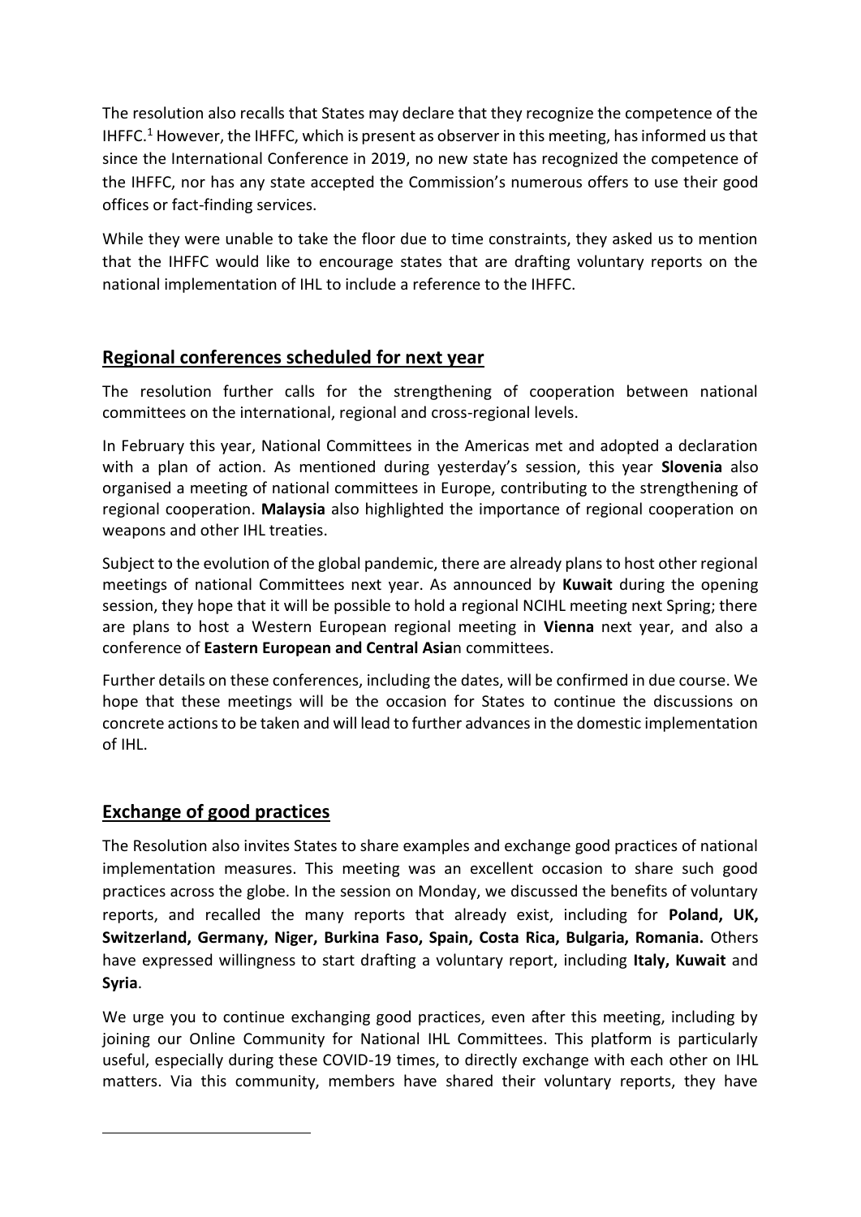The resolution also recalls that States may declare that they recognize the competence of the IHFFC.[1] However, the IHFFC, which is present as observer in this meeting, has informed us that since the International Conference in 2019, no new state has recognized the competence of the IHFFC, nor has any state accepted the Commission's numerous offers to use their good offices or fact-finding services.

While they were unable to take the floor due to time constraints, they asked us to mention that the IHFFC would like to encourage states that are drafting voluntary reports on the national implementation of IHL to include a reference to the IHFFC.

## Regional conferences scheduled for next year

The resolution further calls for the strengthening of cooperation between national committees on the international, regional and cross-regional levels.

In February this year, National Committees in the Americas met and adopted a declaration with a plan of action. As mentioned during yesterday's session, this year **Slovenia** also organised a meeting of national committees in Europe, contributing to the strengthening of regional cooperation. **Malaysia** also highlighted the importance of regional cooperation on weapons and other IHL treaties.

Subject to the evolution of the global pandemic, there are already plans to host other regional meetings of national Committees next year. As announced by **Kuwait** during the opening session, they hope that it will be possible to hold a regional NCIHL meeting next Spring; there are plans to host a Western European regional meeting in **Vienna** next year, and also a conference of **Eastern European and Central Asia**n committees.

Further details on these conferences, including the dates, will be confirmed in due course. We hope that these meetings will be the occasion for States to continue the discussions on concrete actions to be taken and will lead to further advances in the domestic implementation of IHL.

## Exchange of good practices

The Resolution also invites States to share examples and exchange good practices of national implementation measures. This meeting was an excellent occasion to share such good practices across the globe. In the session on Monday, we discussed the benefits of voluntary reports, and recalled the many reports that already exist, including for **Poland, UK, Switzerland, Germany, Niger, Burkina Faso, Spain, Costa Rica, Bulgaria, Romania.** Others have expressed willingness to start drafting a voluntary report, including **Italy, Kuwait** and **Syria**.

We urge you to continue exchanging good practices, even after this meeting, including by joining our Online Community for National IHL Committees. This platform is particularly useful, especially during these COVID-19 times, to directly exchange with each other on IHL matters. Via this community, members have shared their voluntary reports, they have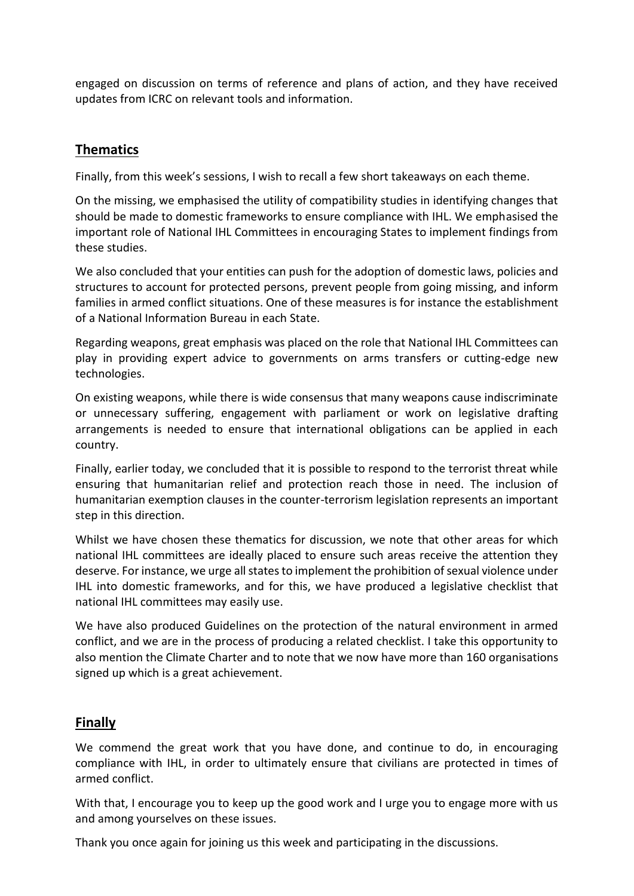engaged on discussion on terms of reference and plans of action, and they have received updates from ICRC on relevant tools and information.

## Thematics

Finally, from this week's sessions, I wish to recall a few short takeaways on each theme.

On the missing, we emphasised the utility of compatibility studies in identifying changes that should be made to domestic frameworks to ensure compliance with IHL. We emphasised the important role of National IHL Committees in encouraging States to implement findings from these studies.

We also concluded that your entities can push for the adoption of domestic laws, policies and structures to account for protected persons, prevent people from going missing, and inform families in armed conflict situations. One of these measures is for instance the establishment of a National Information Bureau in each State.

Regarding weapons, great emphasis was placed on the role that National IHL Committees can play in providing expert advice to governments on arms transfers or cutting-edge new technologies.

On existing weapons, while there is wide consensus that many weapons cause indiscriminate or unnecessary suffering, engagement with parliament or work on legislative drafting arrangements is needed to ensure that international obligations can be applied in each country.

Finally, earlier today, we concluded that it is possible to respond to the terrorist threat while ensuring that humanitarian relief and protection reach those in need. The inclusion of humanitarian exemption clauses in the counter-terrorism legislation represents an important step in this direction.

Whilst we have chosen these thematics for discussion, we note that other areas for which national IHL committees are ideally placed to ensure such areas receive the attention they deserve. For instance, we urge all states to implement the prohibition of sexual violence under IHL into domestic frameworks, and for this, we have produced a legislative checklist that national IHL committees may easily use.

We have also produced Guidelines on the protection of the natural environment in armed conflict, and we are in the process of producing a related checklist. I take this opportunity to also mention the Climate Charter and to note that we now have more than 160 organisations signed up which is a great achievement.

## Finally

We commend the great work that you have done, and continue to do, in encouraging compliance with IHL, in order to ultimately ensure that civilians are protected in times of armed conflict.

With that, I encourage you to keep up the good work and I urge you to engage more with us and among yourselves on these issues.

Thank you once again for joining us this week and participating in the discussions.